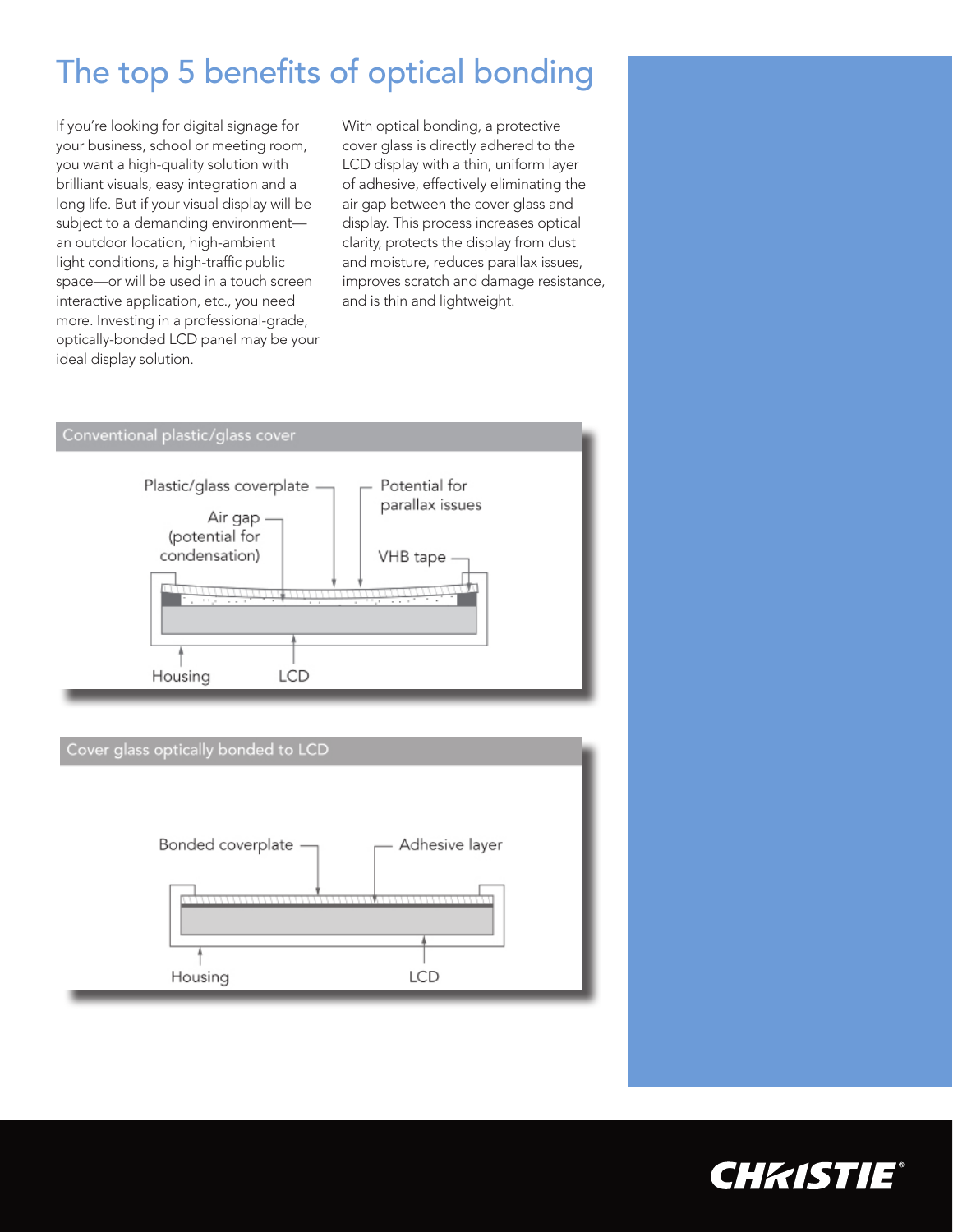# The top 5 benefits of optical bonding

If you're looking for digital signage for your business, school or meeting room, you want a high-quality solution with brilliant visuals, easy integration and a long life. But if your visual display will be subject to a demanding environment—an outdoor location, high-ambient light conditions, a high-traffic public space—or will be used in a touch screen interactive application, etc., you need more. Investing in a professional-grade, optically-bonded LCD panel may be your ideal display solution.

With optical bonding, a protective cover glass is directly adhered to the LCD display with a thin, uniform layer of adhesive, effectively eliminating the air gap between the cover glass and display. This process increases optical clarity, protects the display from dust and moisture, reduces parallax issues, improves scratch and damage resistance, and is thin and lightweight.

**Conventional plastic/glass cover**

Plastic/glass coverplate

Potential for parallax issues

Air gap (potential for condensation)

VHB tape

Housing

LCD

**Cover glass optically bonded to LCD**

Bonded coverplate

Adhesive layer

Housing

LCD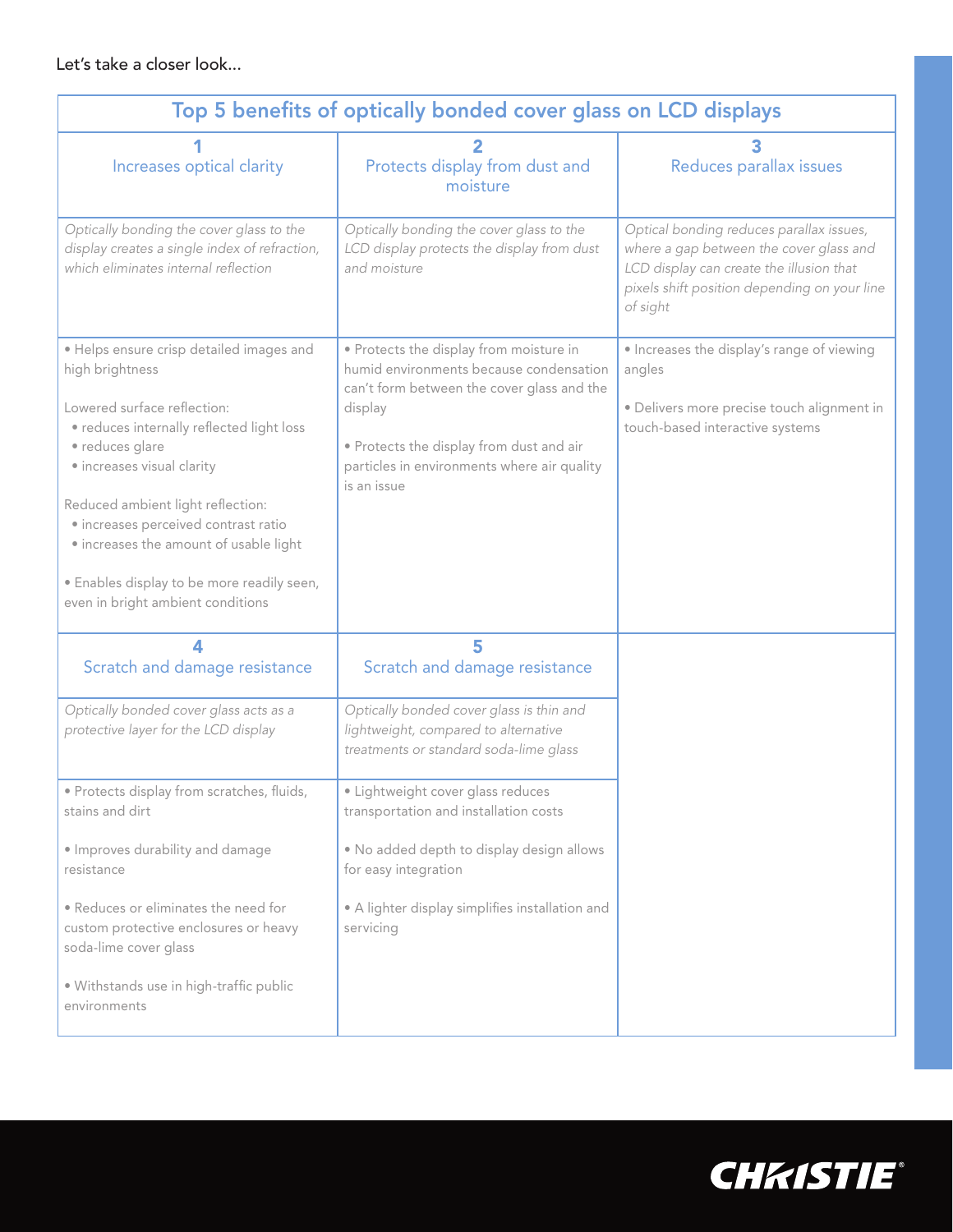Let's take a closer look...

| Top 5 benefits of optically bonded cover glass on LCD displays | | |
|---|---|---|
| **1** Increases optical clarity | **2** Protects display from dust and moisture | **3** Reduces parallax issues |
| *Optically bonding the cover glass to the display creates a single index of refraction, which eliminates internal reflection* | *Optically bonding the cover glass to the LCD display protects the display from dust and moisture* | *Optical bonding reduces parallax issues, where a gap between the cover glass and LCD display can create the illusion that pixels shift position depending on your line of sight* |
| • Helps ensure crisp detailed images and high brightness<br><br>Lowered surface reflection:<br>• reduces internally reflected light loss<br>• reduces glare<br>• increases visual clarity<br><br>Reduced ambient light reflection:<br>• increases perceived contrast ratio<br>• increases the amount of usable light<br><br>• Enables display to be more readily seen, even in bright ambient conditions | • Protects the display from moisture in humid environments because condensation can't form between the cover glass and the display<br><br>• Protects the display from dust and air particles in environments where air quality is an issue | • Increases the display's range of viewing angles<br><br>• Delivers more precise touch alignment in touch-based interactive systems |
| **4** Scratch and damage resistance | **5** Scratch and damage resistance | |
| *Optically bonded cover glass acts as a protective layer for the LCD display* | *Optically bonded cover glass is thin and lightweight, compared to alternative treatments or standard soda-lime glass* | |
| • Protects display from scratches, fluids, stains and dirt<br><br>• Improves durability and damage resistance<br><br>• Reduces or eliminates the need for custom protective enclosures or heavy soda-lime cover glass<br><br>• Withstands use in high-traffic public environments | • Lightweight cover glass reduces transportation and installation costs<br><br>• No added depth to display design allows for easy integration<br><br>• A lighter display simplifies installation and servicing | |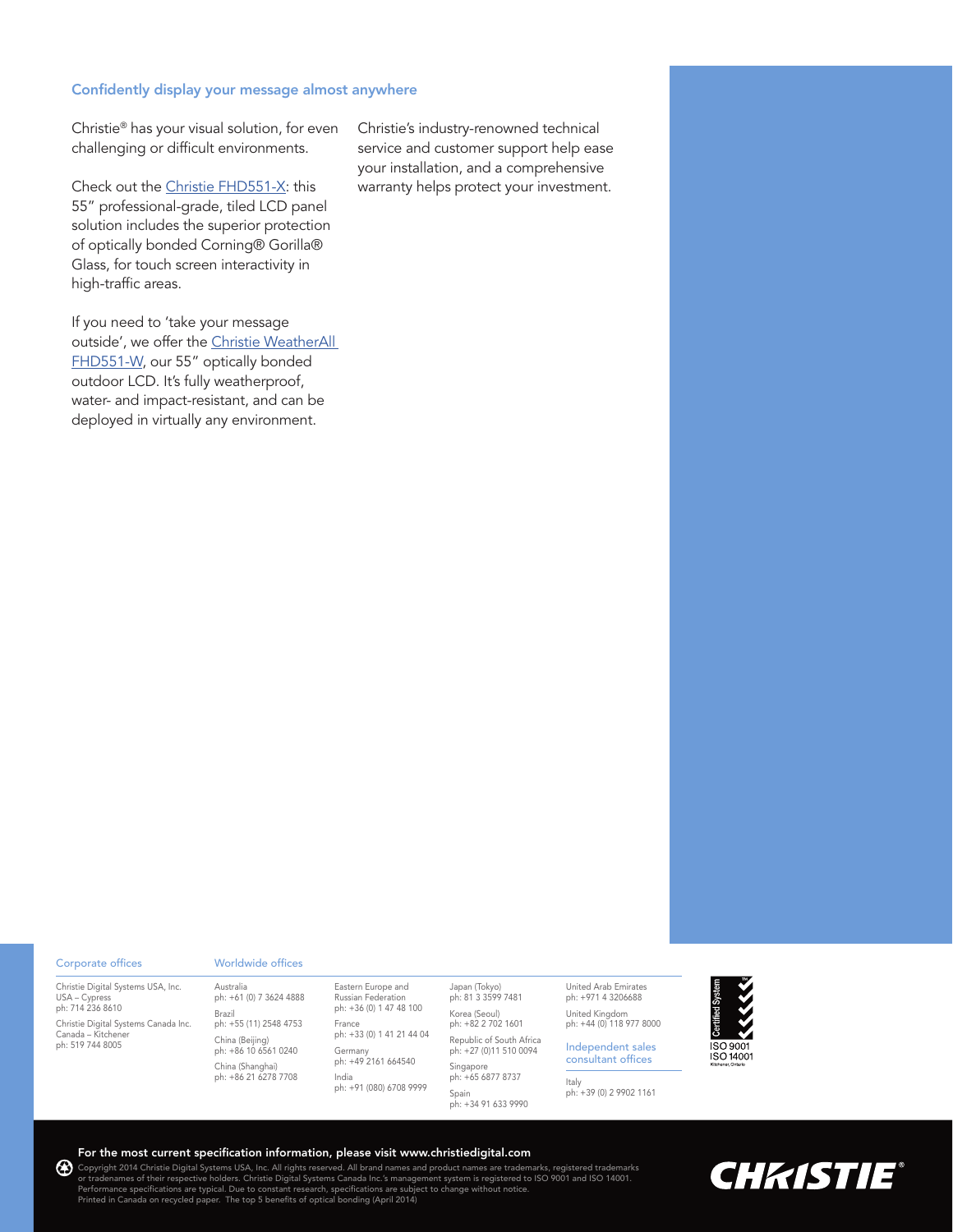## Confidently display your message almost anywhere

Christie® has your visual solution, for even challenging or difficult environments.

Check out the Christie FHD551-X: this 55" professional-grade, tiled LCD panel solution includes the superior protection of optically bonded Corning® Gorilla® Glass, for touch screen interactivity in high-traffic areas.

If you need to 'take your message outside', we offer the Christie WeatherAll FHD551-W, our 55" optically bonded outdoor LCD. It's fully weatherproof, water- and impact-resistant, and can be deployed in virtually any environment.

Christie's industry-renowned technical service and customer support help ease your installation, and a comprehensive warranty helps protect your investment.

**Corporate offices**

Christie Digital Systems USA, Inc.
USA – Cypress
ph: 714 236 8610

Christie Digital Systems Canada Inc.
Canada – Kitchener
ph: 519 744 8005

**Worldwide offices**

Australia
ph: +61 (0) 7 3624 4888

Brazil
ph: +55 (11) 2548 4753

China (Beijing)
ph: +86 10 6561 0240

China (Shanghai)
ph: +86 21 6278 7708

Eastern Europe and Russian Federation
ph: +36 (0) 1 47 48 100

France
ph: +33 (0) 1 41 21 44 04

Germany
ph: +49 2161 664540

India
ph: +91 (080) 6708 9999

Japan (Tokyo)
ph: 81 3 3599 7481

Korea (Seoul)
ph: +82 2 702 1601

Republic of South Africa
ph: +27 (0)11 510 0094

Singapore
ph: +65 6877 8737

Spain
ph: +34 91 633 9990

United Arab Emirates
ph: +971 4 3206688

United Kingdom
ph: +44 (0) 118 977 8000

**Independent sales consultant offices**

Italy
ph: +39 (0) 2 9902 1161

Certified System ISO 9001 ISO 14001 Kitchener, Ontario

**For the most current specification information, please visit www.christiedigital.com**

Copyright 2014 Christie Digital Systems USA, Inc. All rights reserved. All brand names and product names are trademarks, registered trademarks or tradenames of their respective holders. Christie Digital Systems Canada Inc.'s management system is registered to ISO 9001 and ISO 14001. Performance specifications are typical. Due to constant research, specifications are subject to change without notice. Printed in Canada on recycled paper. The top 5 benefits of optical bonding (April 2014)

CHRISTIE®